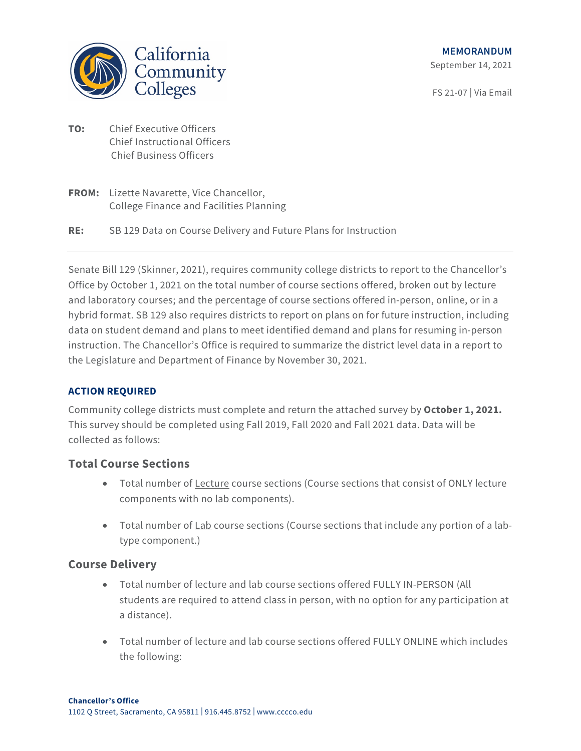California Community Colleges

**MEMORANDUM**

September 14, 2021

FS 21-07 | Via Email

**TO:** Chief Executive Officers
Chief Instructional Officers
Chief Business Officers

**FROM:** Lizette Navarette, Vice Chancellor,
College Finance and Facilities Planning

**RE:** SB 129 Data on Course Delivery and Future Plans for Instruction

---

Senate Bill 129 (Skinner, 2021), requires community college districts to report to the Chancellor's Office by October 1, 2021 on the total number of course sections offered, broken out by lecture and laboratory courses; and the percentage of course sections offered in-person, online, or in a hybrid format. SB 129 also requires districts to report on plans on for future instruction, including data on student demand and plans to meet identified demand and plans for resuming in-person instruction. The Chancellor's Office is required to summarize the district level data in a report to the Legislature and Department of Finance by November 30, 2021.

### ACTION REQUIRED

Community college districts must complete and return the attached survey by **October 1, 2021.** This survey should be completed using Fall 2019, Fall 2020 and Fall 2021 data. Data will be collected as follows:

## Total Course Sections

- Total number of Lecture course sections (Course sections that consist of ONLY lecture components with no lab components).
- Total number of Lab course sections (Course sections that include any portion of a lab-type component.)

## Course Delivery

- Total number of lecture and lab course sections offered FULLY IN-PERSON (All students are required to attend class in person, with no option for any participation at a distance).
- Total number of lecture and lab course sections offered FULLY ONLINE which includes the following: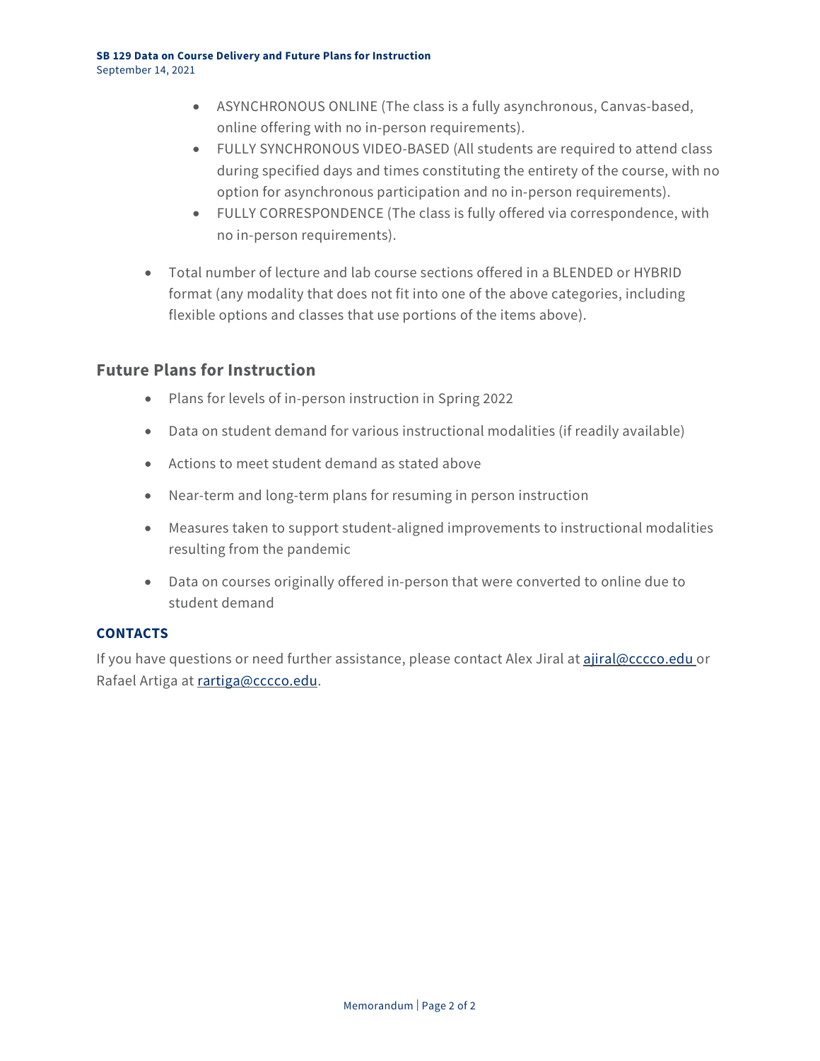- ASYNCHRONOUS ONLINE (The class is a fully asynchronous, Canvas-based, online offering with no in-person requirements).
- FULLY SYNCHRONOUS VIDEO-BASED (All students are required to attend class during specified days and times constituting the entirety of the course, with no option for asynchronous participation and no in-person requirements).
- FULLY CORRESPONDENCE (The class is fully offered via correspondence, with no in-person requirements).

- Total number of lecture and lab course sections offered in a BLENDED or HYBRID format (any modality that does not fit into one of the above categories, including flexible options and classes that use portions of the items above).

## Future Plans for Instruction

- Plans for levels of in-person instruction in Spring 2022
- Data on student demand for various instructional modalities (if readily available)
- Actions to meet student demand as stated above
- Near-term and long-term plans for resuming in person instruction
- Measures taken to support student-aligned improvements to instructional modalities resulting from the pandemic
- Data on courses originally offered in-person that were converted to online due to student demand

### CONTACTS

If you have questions or need further assistance, please contact Alex Jiral at ajiral@cccco.edu or Rafael Artiga at rartiga@cccco.edu.